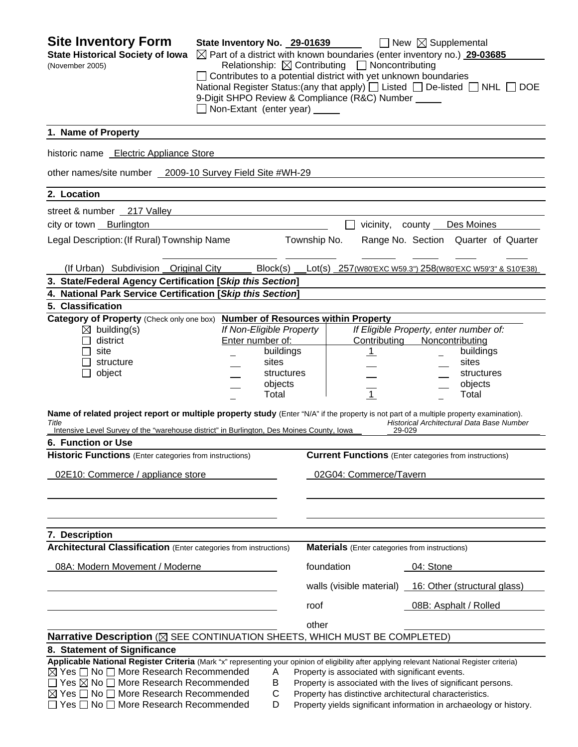# Site Inventory Form

**State Historical Society of Iowa**
(November 2005)

**State Inventory No.** 29-01639 ☐ New ☒ Supplemental

☒ Part of a district with known boundaries (enter inventory no.) **29-03685**

Relationship: ☒ Contributing ☐ Noncontributing

☐ Contributes to a potential district with yet unknown boundaries

National Register Status:(any that apply) ☐ Listed ☐ De-listed ☐ NHL ☐ DOE

9-Digit SHPO Review & Compliance (R&C) Number ____

☐ Non-Extant (enter year) ____

## 1. Name of Property

historic name Electric Appliance Store

other names/site number 2009-10 Survey Field Site #WH-29

## 2. Location

street & number 217 Valley

city or town Burlington ☐ vicinity, county Des Moines

Legal Description: (If Rural) Township Name ____ Township No. ____ Range No. ____ Section ____ Quarter of Quarter ____

(If Urban) Subdivision Original City Block(s) ____ Lot(s) 257(W80'EXC W59.3") 258(W80'EXC W59'3" & S10'E38)

## 3. State/Federal Agency Certification [*Skip this Section*]

## 4. National Park Service Certification [*Skip this Section*]

## 5. Classification

**Category of Property** (Check only one box)

☒ building(s)
☐ district
☐ site
☐ structure
☐ object

**Number of Resources within Property**

| If Non-Eligible Property Enter number of: | | If Eligible Property, enter number of: Contributing | Noncontributing | |
|---|---|---|---|---|
| _ | buildings | 1 | _ | buildings |
| _ | sites | _ | _ | sites |
| _ | structures | _ | _ | structures |
| _ | objects | _ | _ | objects |
| _ | Total | 1 | _ | Total |

**Name of related project report or multiple property study** (Enter "N/A" if the property is not part of a multiple property examination).

| *Title* | *Historical Architectural Data Base Number* |
|---|---|
| Intensive Level Survey of the "warehouse district" in Burlington, Des Moines County, Iowa | 29-029 |

## 6. Function or Use

| **Historic Functions** (Enter categories from instructions) | **Current Functions** (Enter categories from instructions) |
|---|---|
| 02E10: Commerce / appliance store | 02G04: Commerce/Tavern |

## 7. Description

**Architectural Classification** (Enter categories from instructions)

08A: Modern Movement / Moderne

**Materials** (Enter categories from instructions)

| | |
|---|---|
| foundation | 04: Stone |
| walls (visible material) | 16: Other (structural glass) |
| roof | 08B: Asphalt / Rolled |
| other | |

**Narrative Description** (☒ SEE CONTINUATION SHEETS, WHICH MUST BE COMPLETED)

## 8. Statement of Significance

**Applicable National Register Criteria** (Mark "x" representing your opinion of eligibility after applying relevant National Register criteria)

☒ Yes ☐ No ☐ More Research Recommended A Property is associated with significant events.
☐ Yes ☒ No ☐ More Research Recommended B Property is associated with the lives of significant persons.
☒ Yes ☐ No ☐ More Research Recommended C Property has distinctive architectural characteristics.
☐ Yes ☐ No ☐ More Research Recommended D Property yields significant information in archaeology or history.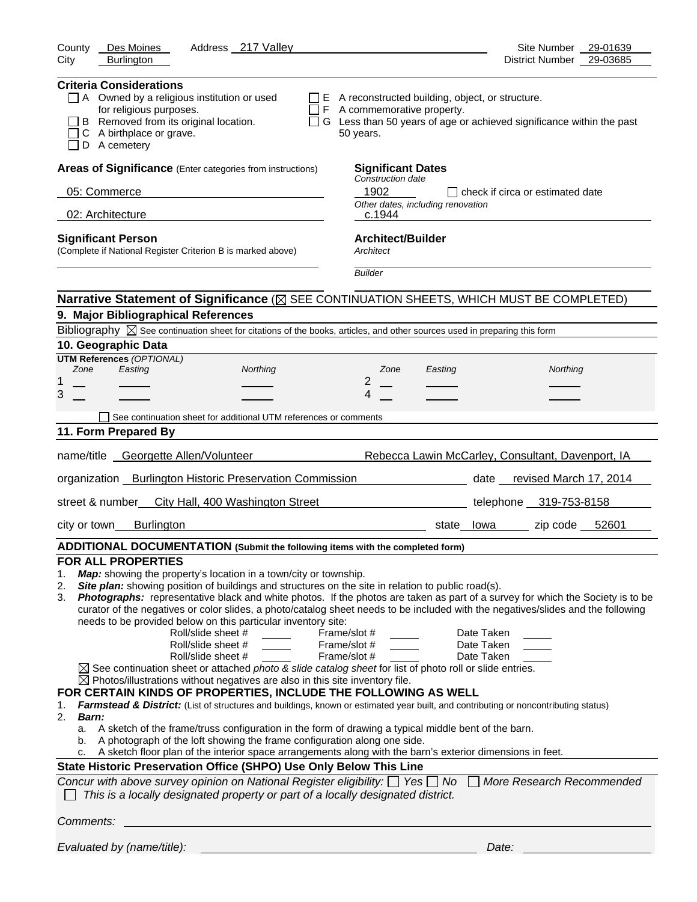County Des Moines Address 217 Valley Site Number 29-01639
City Burlington District Number 29-03685

**Criteria Considerations**

- ☐ A Owned by a religious institution or used for religious purposes.
- ☐ B Removed from its original location.
- ☐ C A birthplace or grave.
- ☐ D A cemetery
- ☐ E A reconstructed building, object, or structure.
- ☐ F A commemorative property.
- ☐ G Less than 50 years of age or achieved significance within the past 50 years.

**Areas of Significance** (Enter categories from instructions)

05: Commerce

02: Architecture

**Significant Dates**

*Construction date*

1902 ☐ check if circa or estimated date

*Other dates, including renovation*

c.1944

**Significant Person**

(Complete if National Register Criterion B is marked above)

**Architect/Builder**

*Architect*

*Builder*

**Narrative Statement of Significance** (☒ SEE CONTINUATION SHEETS, WHICH MUST BE COMPLETED)

## 9. Major Bibliographical References

Bibliography ☒ See continuation sheet for citations of the books, articles, and other sources used in preparing this form

## 10. Geographic Data

**UTM References** *(OPTIONAL)*

| | Zone | Easting | Northing | | Zone | Easting | Northing |
|---|---|---|---|---|---|---|---|
| 1 | | | | 2 | | | |
| 3 | | | | 4 | | | |

☐ See continuation sheet for additional UTM references or comments

## 11. Form Prepared By

name/title Georgette Allen/Volunteer Rebecca Lawin McCarley, Consultant, Davenport, IA

organization Burlington Historic Preservation Commission date revised March 17, 2014

street & number City Hall, 400 Washington Street telephone 319-753-8158

city or town Burlington state Iowa zip code 52601

**ADDITIONAL DOCUMENTATION (Submit the following items with the completed form)**

**FOR ALL PROPERTIES**

1. ***Map:*** showing the property's location in a town/city or township.
2. ***Site plan:*** showing position of buildings and structures on the site in relation to public road(s).
3. ***Photographs:*** representative black and white photos. If the photos are taken as part of a survey for which the Society is to be curator of the negatives or color slides, a photo/catalog sheet needs to be included with the negatives/slides and the following needs to be provided below on this particular inventory site:

| Roll/slide sheet # | Frame/slot # | Date Taken |
|---|---|---|
| | | |
| | | |
| | | |

☒ See continuation sheet or attached *photo & slide catalog sheet* for list of photo roll or slide entries.

☒ Photos/illustrations without negatives are also in this site inventory file.

**FOR CERTAIN KINDS OF PROPERTIES, INCLUDE THE FOLLOWING AS WELL**

1. ***Farmstead & District:*** (List of structures and buildings, known or estimated year built, and contributing or noncontributing status)
2. ***Barn:***
   a. A sketch of the frame/truss configuration in the form of drawing a typical middle bent of the barn.
   b. A photograph of the loft showing the frame configuration along one side.
   c. A sketch floor plan of the interior space arrangements along with the barn's exterior dimensions in feet.

**State Historic Preservation Office (SHPO) Use Only Below This Line**

*Concur with above survey opinion on National Register eligibility:* ☐ *Yes* ☐ *No* ☐ *More Research Recommended*

☐ *This is a locally designated property or part of a locally designated district.*

*Comments:*

*Evaluated by (name/title):* *Date:*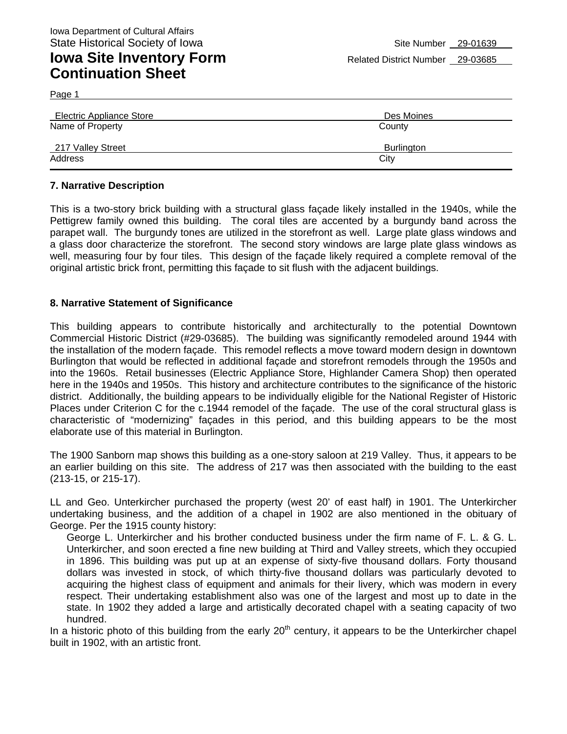Iowa Department of Cultural Affairs
State Historical Society of Iowa

Site Number 29-01639

# Iowa Site Inventory Form Continuation Sheet

Related District Number 29-03685

Page 1

| | |
|---|---|
| Electric Appliance Store | Des Moines |
| Name of Property | County |
| 217 Valley Street | Burlington |
| Address | City |

### 7. Narrative Description

This is a two-story brick building with a structural glass façade likely installed in the 1940s, while the Pettigrew family owned this building. The coral tiles are accented by a burgundy band across the parapet wall. The burgundy tones are utilized in the storefront as well. Large plate glass windows and a glass door characterize the storefront. The second story windows are large plate glass windows as well, measuring four by four tiles. This design of the façade likely required a complete removal of the original artistic brick front, permitting this façade to sit flush with the adjacent buildings.

### 8. Narrative Statement of Significance

This building appears to contribute historically and architecturally to the potential Downtown Commercial Historic District (#29-03685). The building was significantly remodeled around 1944 with the installation of the modern façade. This remodel reflects a move toward modern design in downtown Burlington that would be reflected in additional façade and storefront remodels through the 1950s and into the 1960s. Retail businesses (Electric Appliance Store, Highlander Camera Shop) then operated here in the 1940s and 1950s. This history and architecture contributes to the significance of the historic district. Additionally, the building appears to be individually eligible for the National Register of Historic Places under Criterion C for the c.1944 remodel of the façade. The use of the coral structural glass is characteristic of "modernizing" façades in this period, and this building appears to be the most elaborate use of this material in Burlington.

The 1900 Sanborn map shows this building as a one-story saloon at 219 Valley. Thus, it appears to be an earlier building on this site. The address of 217 was then associated with the building to the east (213-15, or 215-17).

LL and Geo. Unterkircher purchased the property (west 20' of east half) in 1901. The Unterkircher undertaking business, and the addition of a chapel in 1902 are also mentioned in the obituary of George. Per the 1915 county history:

> George L. Unterkircher and his brother conducted business under the firm name of F. L. & G. L. Unterkircher, and soon erected a fine new building at Third and Valley streets, which they occupied in 1896. This building was put up at an expense of sixty-five thousand dollars. Forty thousand dollars was invested in stock, of which thirty-five thousand dollars was particularly devoted to acquiring the highest class of equipment and animals for their livery, which was modern in every respect. Their undertaking establishment also was one of the largest and most up to date in the state. In 1902 they added a large and artistically decorated chapel with a seating capacity of two hundred.

In a historic photo of this building from the early 20th century, it appears to be the Unterkircher chapel built in 1902, with an artistic front.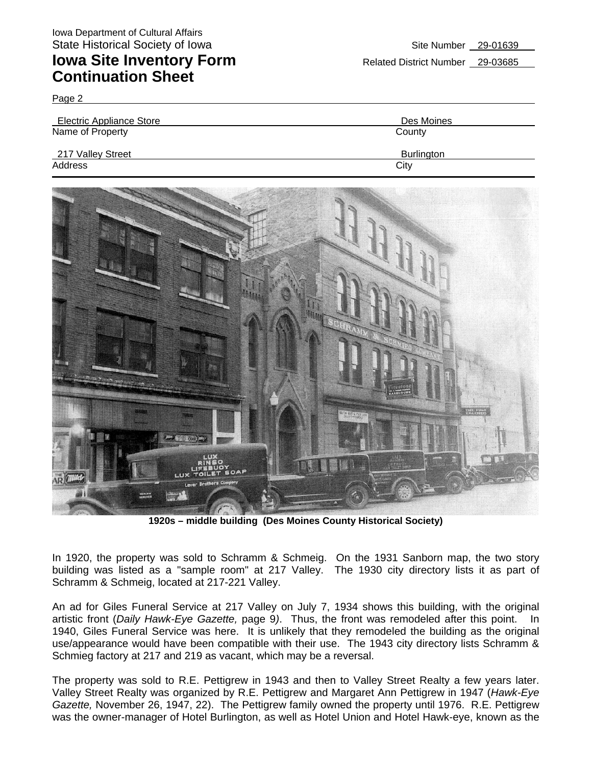Iowa Department of Cultural Affairs
State Historical Society of Iowa

# Iowa Site Inventory Form Continuation Sheet

Site Number 29-01639
Related District Number 29-03685

Page 2

| Name of Property | County |
| --- | --- |
| Electric Appliance Store | Des Moines |

| Address | City |
| --- | --- |
| 217 Valley Street | Burlington |

**1920s – middle building (Des Moines County Historical Society)**

In 1920, the property was sold to Schramm & Schmeig. On the 1931 Sanborn map, the two story building was listed as a "sample room" at 217 Valley. The 1930 city directory lists it as part of Schramm & Schmeig, located at 217-221 Valley.

An ad for Giles Funeral Service at 217 Valley on July 7, 1934 shows this building, with the original artistic front (*Daily Hawk-Eye Gazette,* page 9). Thus, the front was remodeled after this point. In 1940, Giles Funeral Service was here. It is unlikely that they remodeled the building as the original use/appearance would have been compatible with their use. The 1943 city directory lists Schramm & Schmieg factory at 217 and 219 as vacant, which may be a reversal.

The property was sold to R.E. Pettigrew in 1943 and then to Valley Street Realty a few years later. Valley Street Realty was organized by R.E. Pettigrew and Margaret Ann Pettigrew in 1947 (*Hawk-Eye Gazette,* November 26, 1947, 22). The Pettigrew family owned the property until 1976. R.E. Pettigrew was the owner-manager of Hotel Burlington, as well as Hotel Union and Hotel Hawk-eye, known as the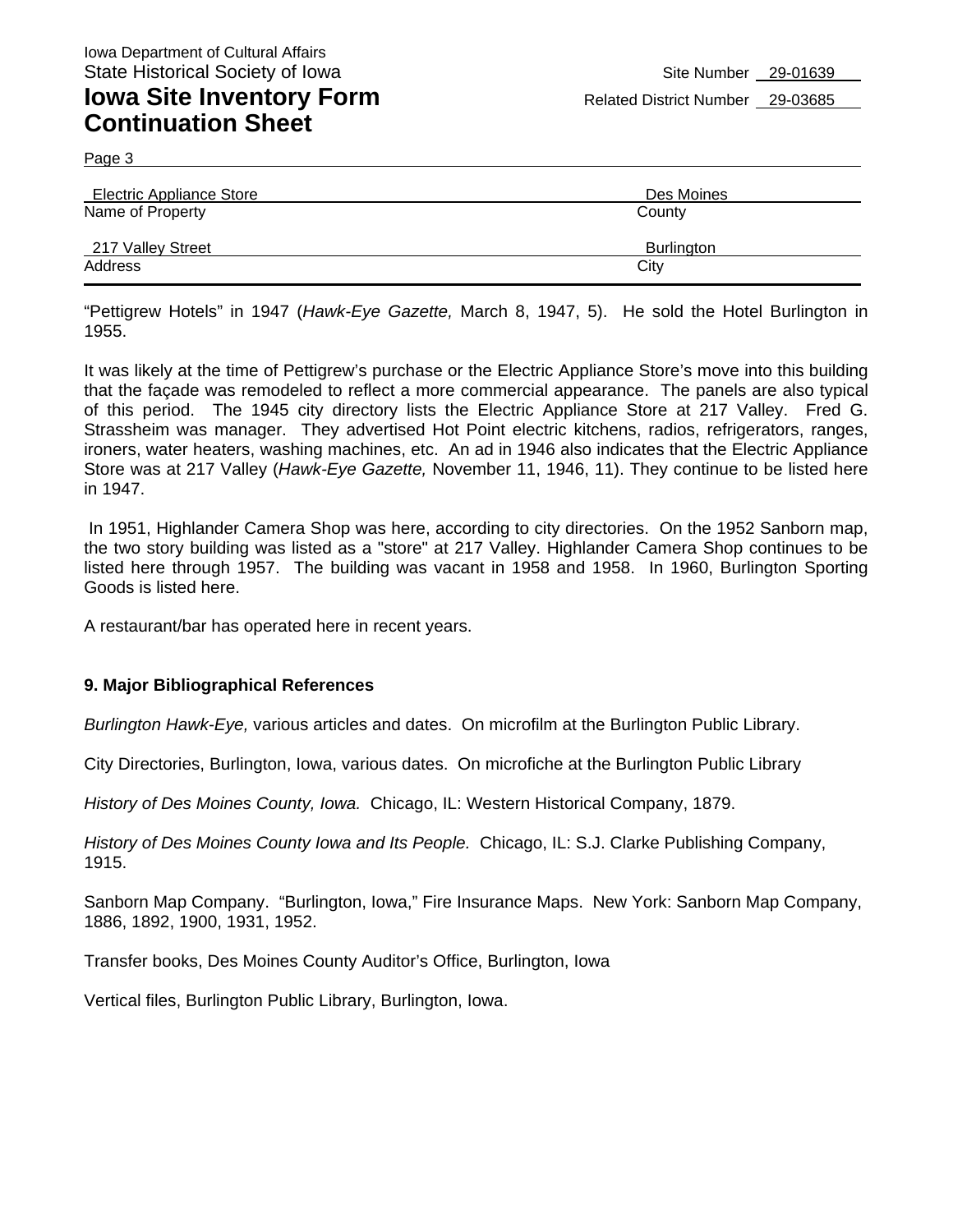“Pettigrew Hotels” in 1947 (*Hawk-Eye Gazette,* March 8, 1947, 5). He sold the Hotel Burlington in 1955.

It was likely at the time of Pettigrew’s purchase or the Electric Appliance Store’s move into this building that the façade was remodeled to reflect a more commercial appearance. The panels are also typical of this period. The 1945 city directory lists the Electric Appliance Store at 217 Valley. Fred G. Strassheim was manager. They advertised Hot Point electric kitchens, radios, refrigerators, ranges, ironers, water heaters, washing machines, etc. An ad in 1946 also indicates that the Electric Appliance Store was at 217 Valley (*Hawk-Eye Gazette,* November 11, 1946, 11). They continue to be listed here in 1947.

In 1951, Highlander Camera Shop was here, according to city directories. On the 1952 Sanborn map, the two story building was listed as a "store" at 217 Valley. Highlander Camera Shop continues to be listed here through 1957. The building was vacant in 1958 and 1958. In 1960, Burlington Sporting Goods is listed here.

A restaurant/bar has operated here in recent years.

**9. Major Bibliographical References**

*Burlington Hawk-Eye,* various articles and dates. On microfilm at the Burlington Public Library.

City Directories, Burlington, Iowa, various dates. On microfiche at the Burlington Public Library

*History of Des Moines County, Iowa.* Chicago, IL: Western Historical Company, 1879.

*History of Des Moines County Iowa and Its People.* Chicago, IL: S.J. Clarke Publishing Company, 1915.

Sanborn Map Company. “Burlington, Iowa,” Fire Insurance Maps. New York: Sanborn Map Company, 1886, 1892, 1900, 1931, 1952.

Transfer books, Des Moines County Auditor’s Office, Burlington, Iowa

Vertical files, Burlington Public Library, Burlington, Iowa.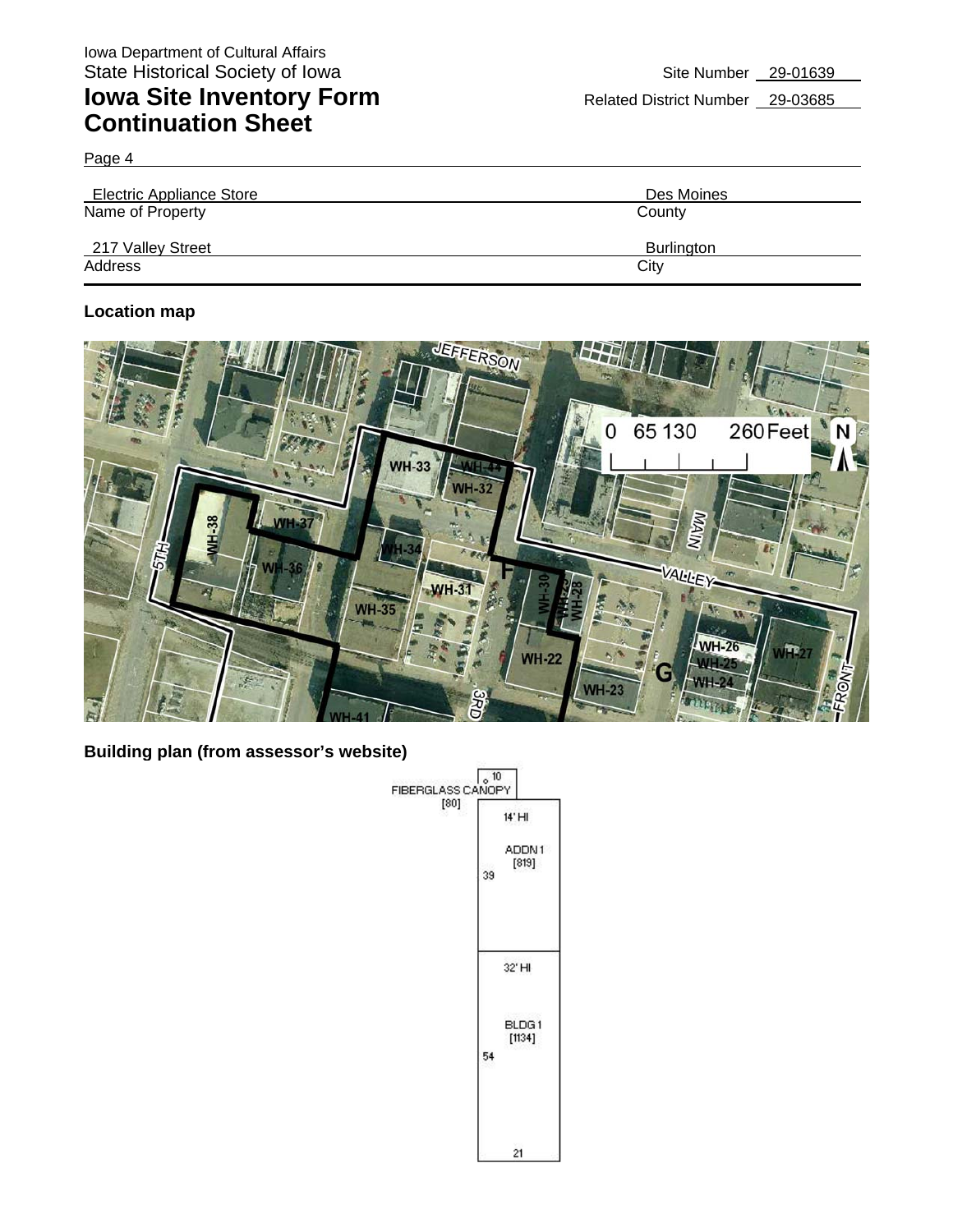Iowa Department of Cultural Affairs
State Historical Society of Iowa

# Iowa Site Inventory Form Continuation Sheet

Site Number 29-01639

Related District Number 29-03685

Page 4

| Electric Appliance Store | Des Moines |
|---|---|
| Name of Property | County |
| 217 Valley Street | Burlington |
| Address | City |

## Location map

## Building plan (from assessor's website)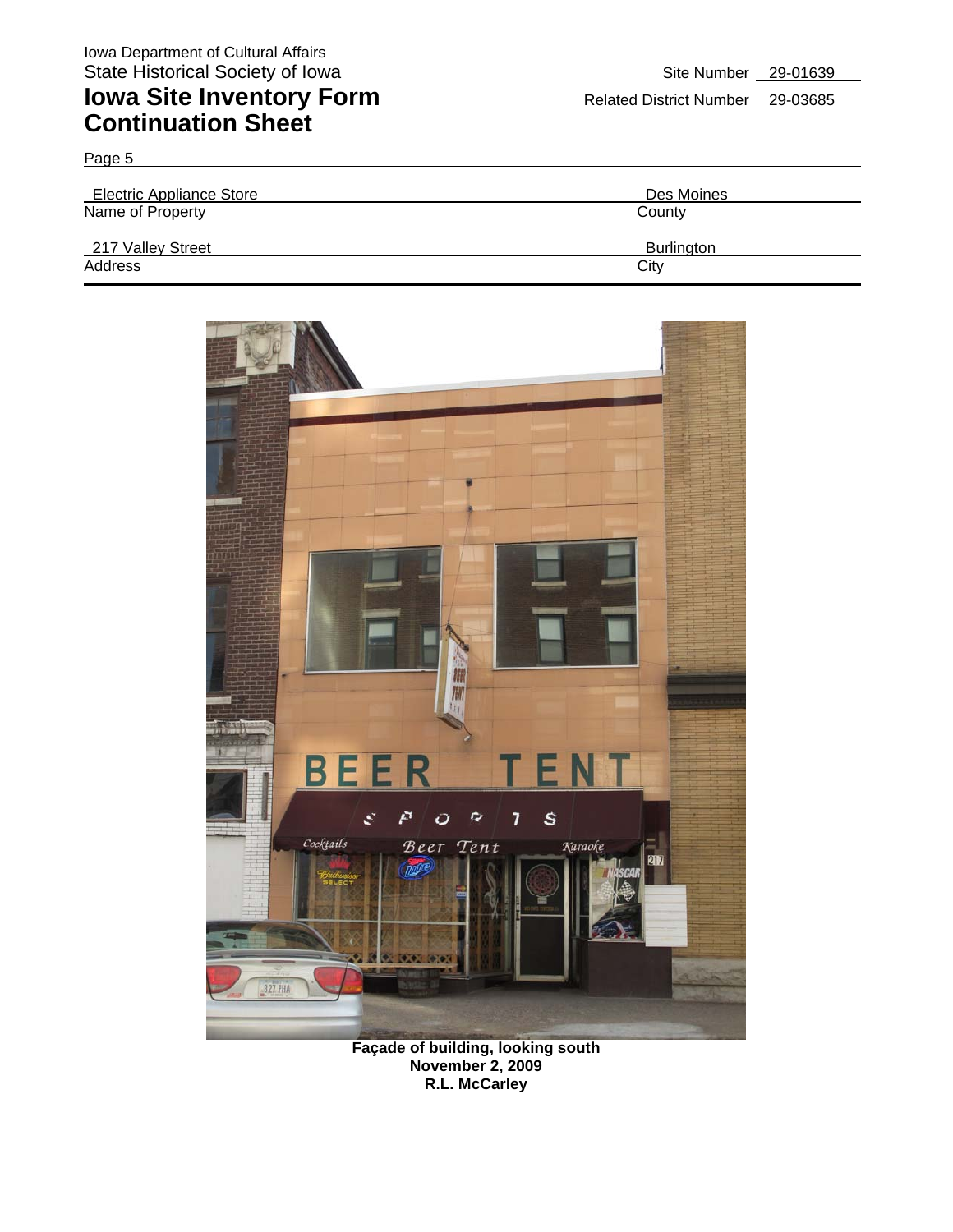Iowa Department of Cultural Affairs
State Historical Society of Iowa

# Iowa Site Inventory Form Continuation Sheet

Site Number 29-01639

Related District Number 29-03685

Page 5

| Electric Appliance Store | Des Moines |
|---|---|
| Name of Property | County |
| 217 Valley Street | Burlington |
| Address | City |

**Façade of building, looking south**
**November 2, 2009**
**R.L. McCarley**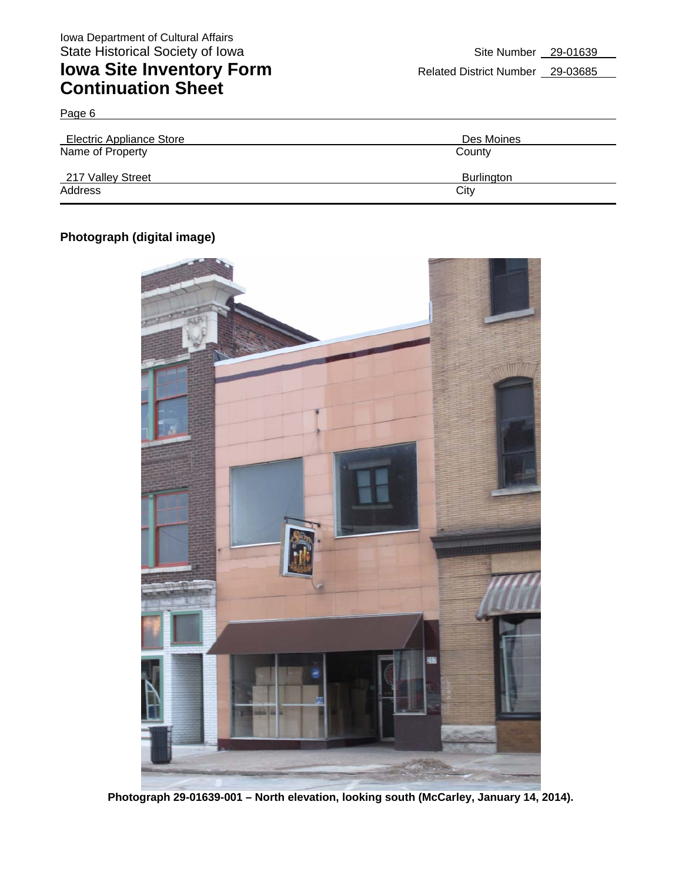Iowa Department of Cultural Affairs
State Historical Society of Iowa

# Iowa Site Inventory Form Continuation Sheet

Site Number 29-01639
Related District Number 29-03685

Page 6

| | |
|---|---|
| Electric Appliance Store | Des Moines |
| Name of Property | County |
| 217 Valley Street | Burlington |
| Address | City |

**Photograph (digital image)**

**Photograph 29-01639-001 – North elevation, looking south (McCarley, January 14, 2014).**